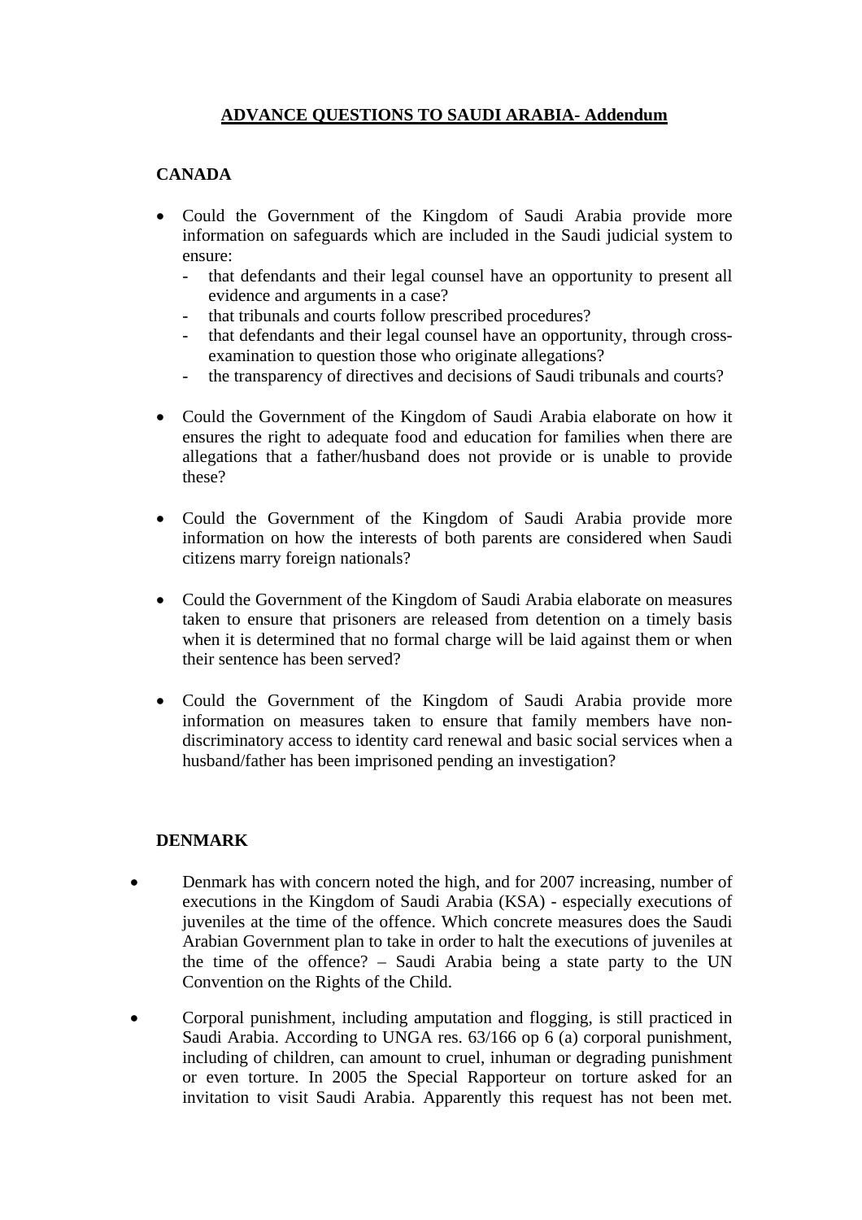# ADVANCE QUESTIONS TO SAUDI ARABIA- Addendum

## CANADA

- Could the Government of the Kingdom of Saudi Arabia provide more information on safeguards which are included in the Saudi judicial system to ensure:
  - that defendants and their legal counsel have an opportunity to present all evidence and arguments in a case?
  - that tribunals and courts follow prescribed procedures?
  - that defendants and their legal counsel have an opportunity, through cross-examination to question those who originate allegations?
  - the transparency of directives and decisions of Saudi tribunals and courts?

- Could the Government of the Kingdom of Saudi Arabia elaborate on how it ensures the right to adequate food and education for families when there are allegations that a father/husband does not provide or is unable to provide these?

- Could the Government of the Kingdom of Saudi Arabia provide more information on how the interests of both parents are considered when Saudi citizens marry foreign nationals?

- Could the Government of the Kingdom of Saudi Arabia elaborate on measures taken to ensure that prisoners are released from detention on a timely basis when it is determined that no formal charge will be laid against them or when their sentence has been served?

- Could the Government of the Kingdom of Saudi Arabia provide more information on measures taken to ensure that family members have non-discriminatory access to identity card renewal and basic social services when a husband/father has been imprisoned pending an investigation?

## DENMARK

- Denmark has with concern noted the high, and for 2007 increasing, number of executions in the Kingdom of Saudi Arabia (KSA) - especially executions of juveniles at the time of the offence. Which concrete measures does the Saudi Arabian Government plan to take in order to halt the executions of juveniles at the time of the offence? – Saudi Arabia being a state party to the UN Convention on the Rights of the Child.

- Corporal punishment, including amputation and flogging, is still practiced in Saudi Arabia. According to UNGA res. 63/166 op 6 (a) corporal punishment, including of children, can amount to cruel, inhuman or degrading punishment or even torture. In 2005 the Special Rapporteur on torture asked for an invitation to visit Saudi Arabia. Apparently this request has not been met.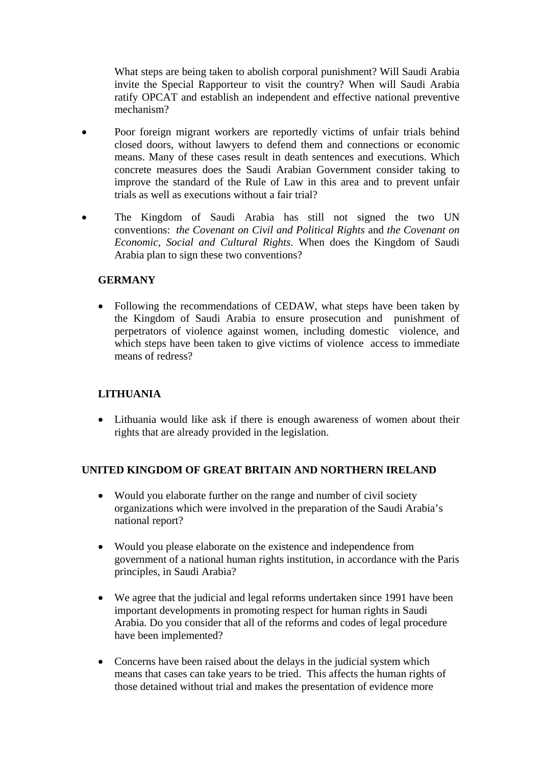What steps are being taken to abolish corporal punishment? Will Saudi Arabia invite the Special Rapporteur to visit the country? When will Saudi Arabia ratify OPCAT and establish an independent and effective national preventive mechanism?

- Poor foreign migrant workers are reportedly victims of unfair trials behind closed doors, without lawyers to defend them and connections or economic means. Many of these cases result in death sentences and executions. Which concrete measures does the Saudi Arabian Government consider taking to improve the standard of the Rule of Law in this area and to prevent unfair trials as well as executions without a fair trial?

- The Kingdom of Saudi Arabia has still not signed the two UN conventions: *the Covenant on Civil and Political Rights* and *the Covenant on Economic, Social and Cultural Rights*. When does the Kingdom of Saudi Arabia plan to sign these two conventions?

**GERMANY**

- Following the recommendations of CEDAW, what steps have been taken by the Kingdom of Saudi Arabia to ensure prosecution and punishment of perpetrators of violence against women, including domestic violence, and which steps have been taken to give victims of violence access to immediate means of redress?

**LITHUANIA**

- Lithuania would like ask if there is enough awareness of women about their rights that are already provided in the legislation.

**UNITED KINGDOM OF GREAT BRITAIN AND NORTHERN IRELAND**

- Would you elaborate further on the range and number of civil society organizations which were involved in the preparation of the Saudi Arabia's national report?

- Would you please elaborate on the existence and independence from government of a national human rights institution, in accordance with the Paris principles, in Saudi Arabia?

- We agree that the judicial and legal reforms undertaken since 1991 have been important developments in promoting respect for human rights in Saudi Arabia. Do you consider that all of the reforms and codes of legal procedure have been implemented?

- Concerns have been raised about the delays in the judicial system which means that cases can take years to be tried. This affects the human rights of those detained without trial and makes the presentation of evidence more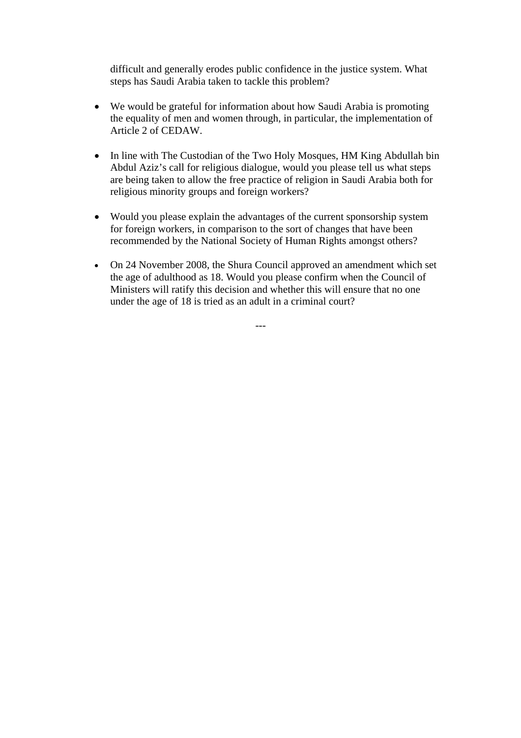difficult and generally erodes public confidence in the justice system. What steps has Saudi Arabia taken to tackle this problem?

- We would be grateful for information about how Saudi Arabia is promoting the equality of men and women through, in particular, the implementation of Article 2 of CEDAW.

- In line with The Custodian of the Two Holy Mosques, HM King Abdullah bin Abdul Aziz's call for religious dialogue, would you please tell us what steps are being taken to allow the free practice of religion in Saudi Arabia both for religious minority groups and foreign workers?

- Would you please explain the advantages of the current sponsorship system for foreign workers, in comparison to the sort of changes that have been recommended by the National Society of Human Rights amongst others?

- On 24 November 2008, the Shura Council approved an amendment which set the age of adulthood as 18. Would you please confirm when the Council of Ministers will ratify this decision and whether this will ensure that no one under the age of 18 is tried as an adult in a criminal court?

---